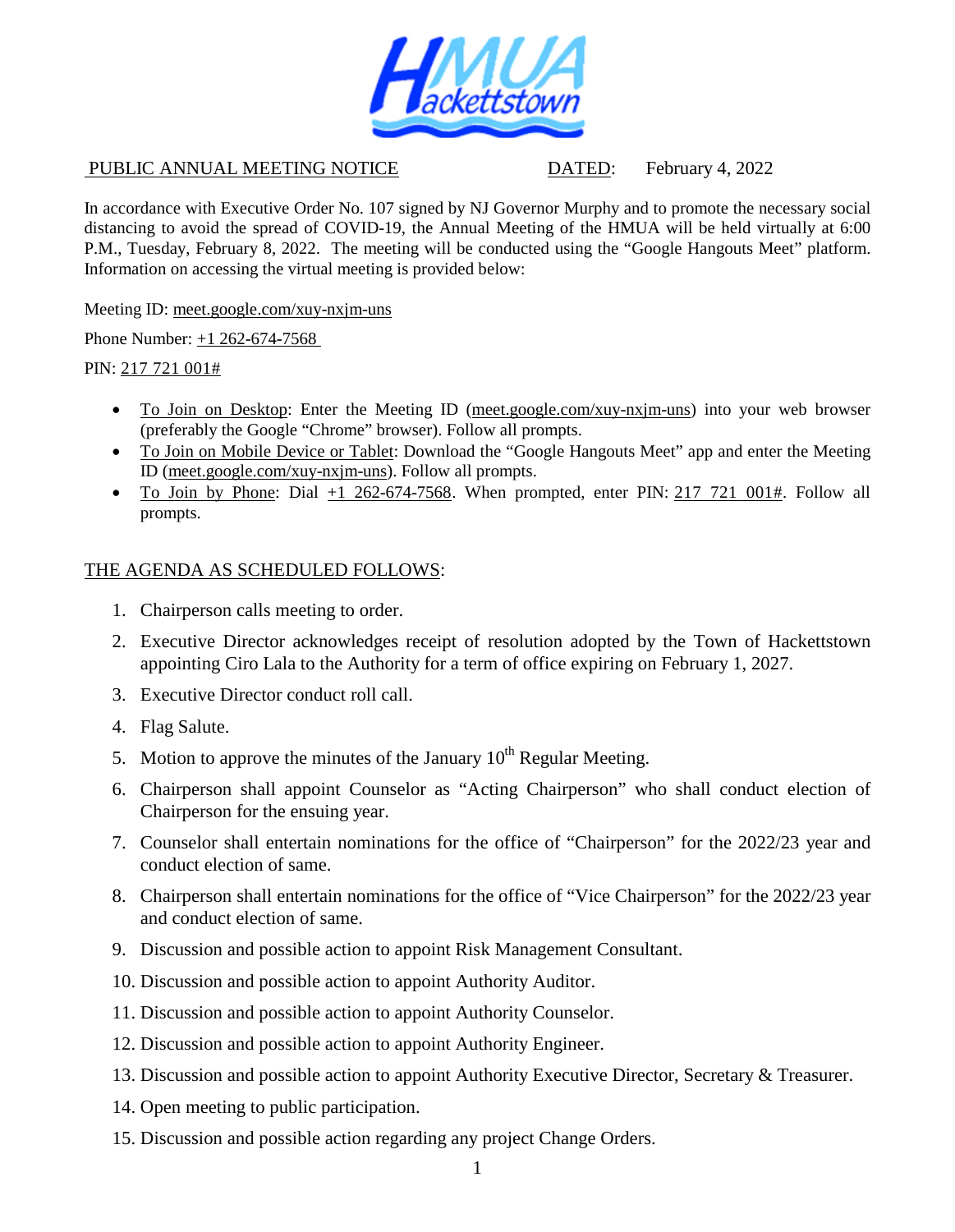HMUA Hackettstown

PUBLIC ANNUAL MEETING NOTICE DATED: February 4, 2022

In accordance with Executive Order No. 107 signed by NJ Governor Murphy and to promote the necessary social distancing to avoid the spread of COVID-19, the Annual Meeting of the HMUA will be held virtually at 6:00 P.M., Tuesday, February 8, 2022. The meeting will be conducted using the "Google Hangouts Meet" platform. Information on accessing the virtual meeting is provided below:

Meeting ID: meet.google.com/xuy-nxjm-uns

Phone Number: +1 262-674-7568

PIN: 217 721 001#

- To Join on Desktop: Enter the Meeting ID (meet.google.com/xuy-nxjm-uns) into your web browser (preferably the Google "Chrome" browser). Follow all prompts.
- To Join on Mobile Device or Tablet: Download the "Google Hangouts Meet" app and enter the Meeting ID (meet.google.com/xuy-nxjm-uns). Follow all prompts.
- To Join by Phone: Dial +1 262-674-7568. When prompted, enter PIN: 217 721 001#. Follow all prompts.

THE AGENDA AS SCHEDULED FOLLOWS:

1. Chairperson calls meeting to order.
2. Executive Director acknowledges receipt of resolution adopted by the Town of Hackettstown appointing Ciro Lala to the Authority for a term of office expiring on February 1, 2027.
3. Executive Director conduct roll call.
4. Flag Salute.
5. Motion to approve the minutes of the January 10th Regular Meeting.
6. Chairperson shall appoint Counselor as "Acting Chairperson" who shall conduct election of Chairperson for the ensuing year.
7. Counselor shall entertain nominations for the office of "Chairperson" for the 2022/23 year and conduct election of same.
8. Chairperson shall entertain nominations for the office of "Vice Chairperson" for the 2022/23 year and conduct election of same.
9. Discussion and possible action to appoint Risk Management Consultant.
10. Discussion and possible action to appoint Authority Auditor.
11. Discussion and possible action to appoint Authority Counselor.
12. Discussion and possible action to appoint Authority Engineer.
13. Discussion and possible action to appoint Authority Executive Director, Secretary & Treasurer.
14. Open meeting to public participation.
15. Discussion and possible action regarding any project Change Orders.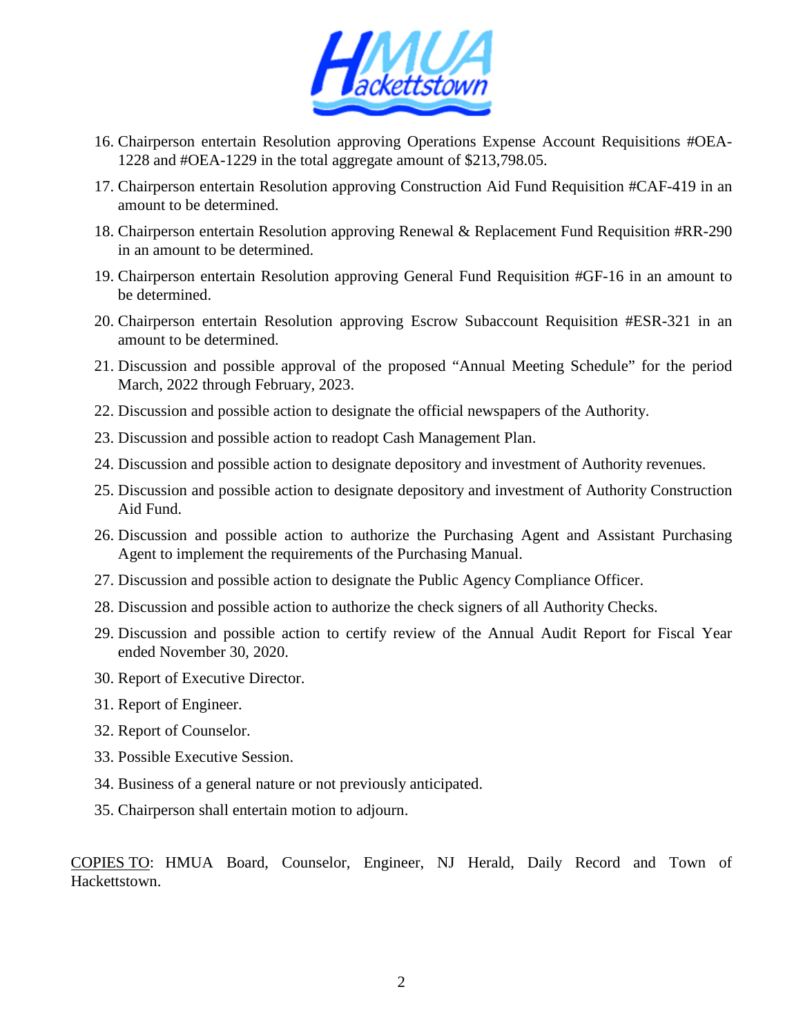16. Chairperson entertain Resolution approving Operations Expense Account Requisitions #OEA-1228 and #OEA-1229 in the total aggregate amount of $213,798.05.
17. Chairperson entertain Resolution approving Construction Aid Fund Requisition #CAF-419 in an amount to be determined.
18. Chairperson entertain Resolution approving Renewal & Replacement Fund Requisition #RR-290 in an amount to be determined.
19. Chairperson entertain Resolution approving General Fund Requisition #GF-16 in an amount to be determined.
20. Chairperson entertain Resolution approving Escrow Subaccount Requisition #ESR-321 in an amount to be determined.
21. Discussion and possible approval of the proposed "Annual Meeting Schedule" for the period March, 2022 through February, 2023.
22. Discussion and possible action to designate the official newspapers of the Authority.
23. Discussion and possible action to readopt Cash Management Plan.
24. Discussion and possible action to designate depository and investment of Authority revenues.
25. Discussion and possible action to designate depository and investment of Authority Construction Aid Fund.
26. Discussion and possible action to authorize the Purchasing Agent and Assistant Purchasing Agent to implement the requirements of the Purchasing Manual.
27. Discussion and possible action to designate the Public Agency Compliance Officer.
28. Discussion and possible action to authorize the check signers of all Authority Checks.
29. Discussion and possible action to certify review of the Annual Audit Report for Fiscal Year ended November 30, 2020.
30. Report of Executive Director.
31. Report of Engineer.
32. Report of Counselor.
33. Possible Executive Session.
34. Business of a general nature or not previously anticipated.
35. Chairperson shall entertain motion to adjourn.

<u>COPIES TO</u>: HMUA Board, Counselor, Engineer, NJ Herald, Daily Record and Town of Hackettstown.